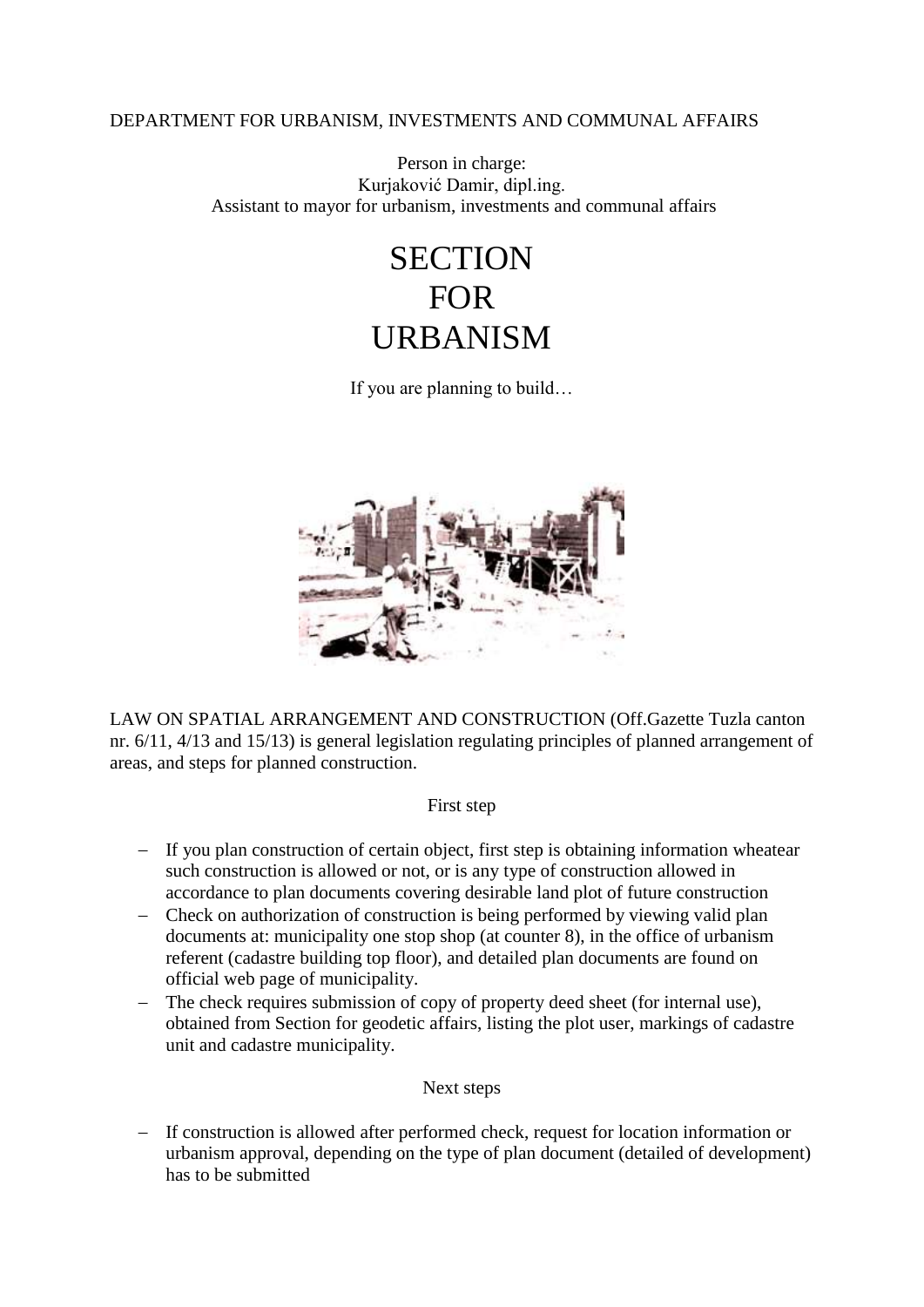DEPARTMENT FOR URBANISM, INVESTMENTS AND COMMUNAL AFFAIRS

Person in charge:
Kurjaković Damir, dipl.ing.
Assistant to mayor for urbanism, investments and communal affairs

# SECTION FOR URBANISM

If you are planning to build…

LAW ON SPATIAL ARRANGEMENT AND CONSTRUCTION (Off.Gazette Tuzla canton nr. 6/11, 4/13 and 15/13) is general legislation regulating principles of planned arrangement of areas, and steps for planned construction.

## First step

- If you plan construction of certain object, first step is obtaining information wheatear such construction is allowed or not, or is any type of construction allowed in accordance to plan documents covering desirable land plot of future construction
- Check on authorization of construction is being performed by viewing valid plan documents at: municipality one stop shop (at counter 8), in the office of urbanism referent (cadastre building top floor), and detailed plan documents are found on official web page of municipality.
- The check requires submission of copy of property deed sheet (for internal use), obtained from Section for geodetic affairs, listing the plot user, markings of cadastre unit and cadastre municipality.

## Next steps

- If construction is allowed after performed check, request for location information or urbanism approval, depending on the type of plan document (detailed of development) has to be submitted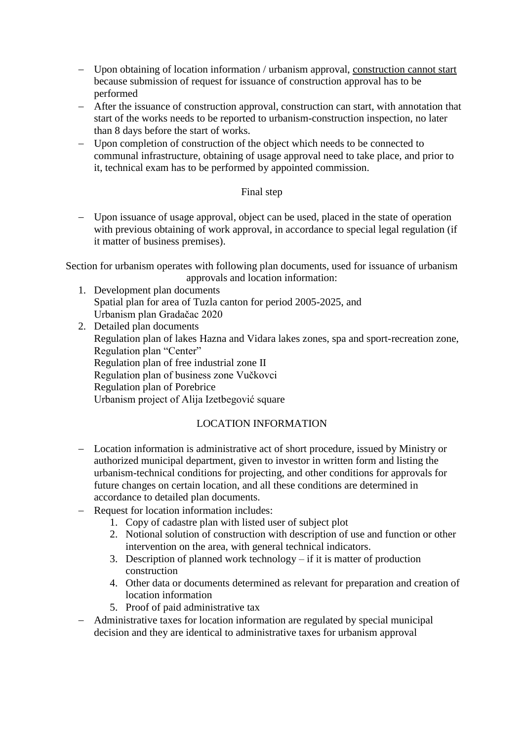- Upon obtaining of location information / urbanism approval, <u>construction cannot start</u> because submission of request for issuance of construction approval has to be performed
- After the issuance of construction approval, construction can start, with annotation that start of the works needs to be reported to urbanism-construction inspection, no later than 8 days before the start of works.
- Upon completion of construction of the object which needs to be connected to communal infrastructure, obtaining of usage approval need to take place, and prior to it, technical exam has to be performed by appointed commission.

Final step

- Upon issuance of usage approval, object can be used, placed in the state of operation with previous obtaining of work approval, in accordance to special legal regulation (if it matter of business premises).

Section for urbanism operates with following plan documents, used for issuance of urbanism approvals and location information:

1. Development plan documents
   Spatial plan for area of Tuzla canton for period 2005-2025, and
   Urbanism plan Gradačac 2020
2. Detailed plan documents
   Regulation plan of lakes Hazna and Vidara lakes zones, spa and sport-recreation zone,
   Regulation plan "Center"
   Regulation plan of free industrial zone II
   Regulation plan of business zone Vučkovci
   Regulation plan of Porebrice
   Urbanism project of Alija Izetbegović square

## LOCATION INFORMATION

- Location information is administrative act of short procedure, issued by Ministry or authorized municipal department, given to investor in written form and listing the urbanism-technical conditions for projecting, and other conditions for approvals for future changes on certain location, and all these conditions are determined in accordance to detailed plan documents.
- Request for location information includes:
  1. Copy of cadastre plan with listed user of subject plot
  2. Notional solution of construction with description of use and function or other intervention on the area, with general technical indicators.
  3. Description of planned work technology – if it is matter of production construction
  4. Other data or documents determined as relevant for preparation and creation of location information
  5. Proof of paid administrative tax
- Administrative taxes for location information are regulated by special municipal decision and they are identical to administrative taxes for urbanism approval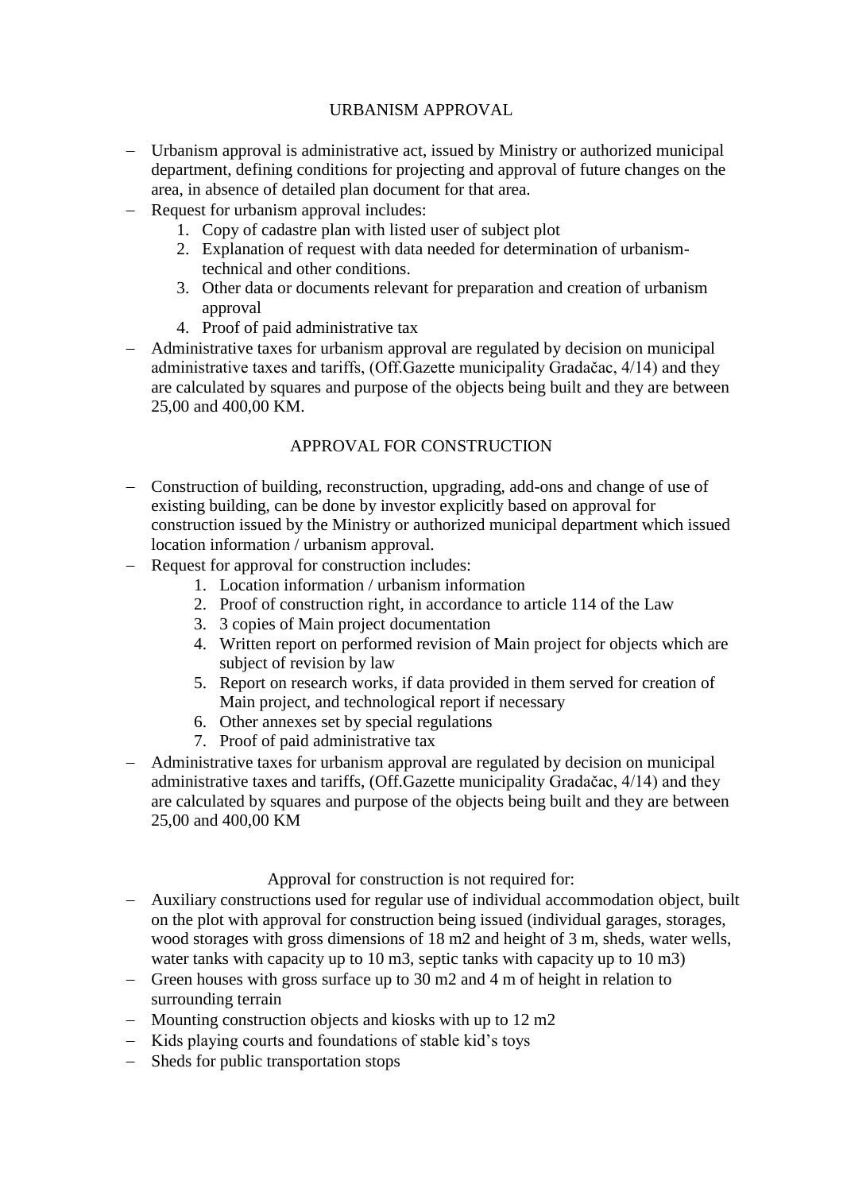## URBANISM APPROVAL

- Urbanism approval is administrative act, issued by Ministry or authorized municipal department, defining conditions for projecting and approval of future changes on the area, in absence of detailed plan document for that area.
- Request for urbanism approval includes:
    1. Copy of cadastre plan with listed user of subject plot
    2. Explanation of request with data needed for determination of urbanism-technical and other conditions.
    3. Other data or documents relevant for preparation and creation of urbanism approval
    4. Proof of paid administrative tax
- Administrative taxes for urbanism approval are regulated by decision on municipal administrative taxes and tariffs, (Off.Gazette municipality Gradačac, 4/14) and they are calculated by squares and purpose of the objects being built and they are between 25,00 and 400,00 KM.

## APPROVAL FOR CONSTRUCTION

- Construction of building, reconstruction, upgrading, add-ons and change of use of existing building, can be done by investor explicitly based on approval for construction issued by the Ministry or authorized municipal department which issued location information / urbanism approval.
- Request for approval for construction includes:
    1. Location information / urbanism information
    2. Proof of construction right, in accordance to article 114 of the Law
    3. 3 copies of Main project documentation
    4. Written report on performed revision of Main project for objects which are subject of revision by law
    5. Report on research works, if data provided in them served for creation of Main project, and technological report if necessary
    6. Other annexes set by special regulations
    7. Proof of paid administrative tax
- Administrative taxes for urbanism approval are regulated by decision on municipal administrative taxes and tariffs, (Off.Gazette municipality Gradačac, 4/14) and they are calculated by squares and purpose of the objects being built and they are between 25,00 and 400,00 KM

Approval for construction is not required for:

- Auxiliary constructions used for regular use of individual accommodation object, built on the plot with approval for construction being issued (individual garages, storages, wood storages with gross dimensions of 18 m2 and height of 3 m, sheds, water wells, water tanks with capacity up to 10 m3, septic tanks with capacity up to 10 m3)
- Green houses with gross surface up to 30 m2 and 4 m of height in relation to surrounding terrain
- Mounting construction objects and kiosks with up to 12 m2
- Kids playing courts and foundations of stable kid's toys
- Sheds for public transportation stops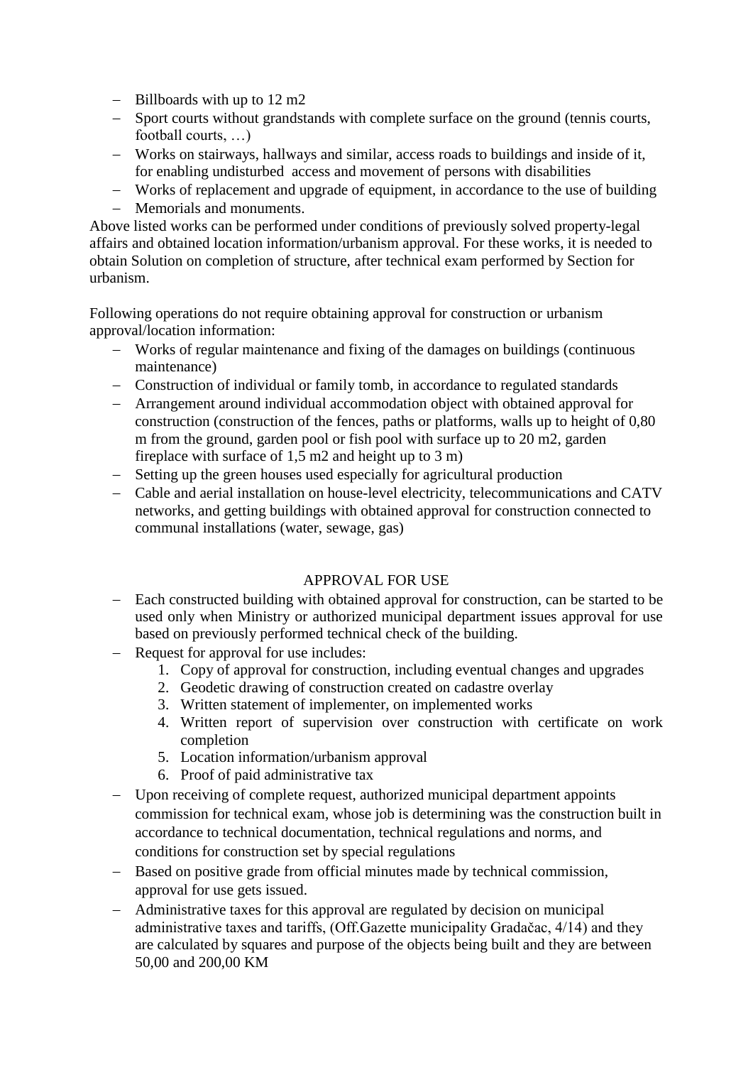- Billboards with up to 12 m2
- Sport courts without grandstands with complete surface on the ground (tennis courts, football courts, …)
- Works on stairways, hallways and similar, access roads to buildings and inside of it, for enabling undisturbed access and movement of persons with disabilities
- Works of replacement and upgrade of equipment, in accordance to the use of building
- Memorials and monuments.

Above listed works can be performed under conditions of previously solved property-legal affairs and obtained location information/urbanism approval. For these works, it is needed to obtain Solution on completion of structure, after technical exam performed by Section for urbanism.

Following operations do not require obtaining approval for construction or urbanism approval/location information:

- Works of regular maintenance and fixing of the damages on buildings (continuous maintenance)
- Construction of individual or family tomb, in accordance to regulated standards
- Arrangement around individual accommodation object with obtained approval for construction (construction of the fences, paths or platforms, walls up to height of 0,80 m from the ground, garden pool or fish pool with surface up to 20 m2, garden fireplace with surface of 1,5 m2 and height up to 3 m)
- Setting up the green houses used especially for agricultural production
- Cable and aerial installation on house-level electricity, telecommunications and CATV networks, and getting buildings with obtained approval for construction connected to communal installations (water, sewage, gas)

## APPROVAL FOR USE

- Each constructed building with obtained approval for construction, can be started to be used only when Ministry or authorized municipal department issues approval for use based on previously performed technical check of the building.
- Request for approval for use includes:
    1. Copy of approval for construction, including eventual changes and upgrades
    2. Geodetic drawing of construction created on cadastre overlay
    3. Written statement of implementer, on implemented works
    4. Written report of supervision over construction with certificate on work completion
    5. Location information/urbanism approval
    6. Proof of paid administrative tax
- Upon receiving of complete request, authorized municipal department appoints commission for technical exam, whose job is determining was the construction built in accordance to technical documentation, technical regulations and norms, and conditions for construction set by special regulations
- Based on positive grade from official minutes made by technical commission, approval for use gets issued.
- Administrative taxes for this approval are regulated by decision on municipal administrative taxes and tariffs, (Off.Gazette municipality Gradačac, 4/14) and they are calculated by squares and purpose of the objects being built and they are between 50,00 and 200,00 KM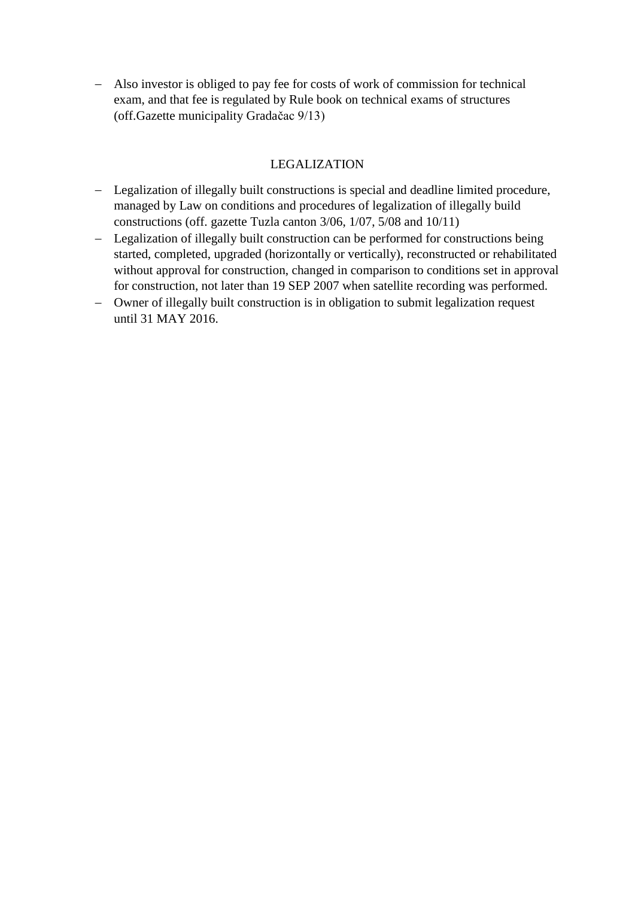- Also investor is obliged to pay fee for costs of work of commission for technical exam, and that fee is regulated by Rule book on technical exams of structures (off.Gazette municipality Gradačac 9/13)

## LEGALIZATION

- Legalization of illegally built constructions is special and deadline limited procedure, managed by Law on conditions and procedures of legalization of illegally build constructions (off. gazette Tuzla canton 3/06, 1/07, 5/08 and 10/11)
- Legalization of illegally built construction can be performed for constructions being started, completed, upgraded (horizontally or vertically), reconstructed or rehabilitated without approval for construction, changed in comparison to conditions set in approval for construction, not later than 19 SEP 2007 when satellite recording was performed.
- Owner of illegally built construction is in obligation to submit legalization request until 31 MAY 2016.